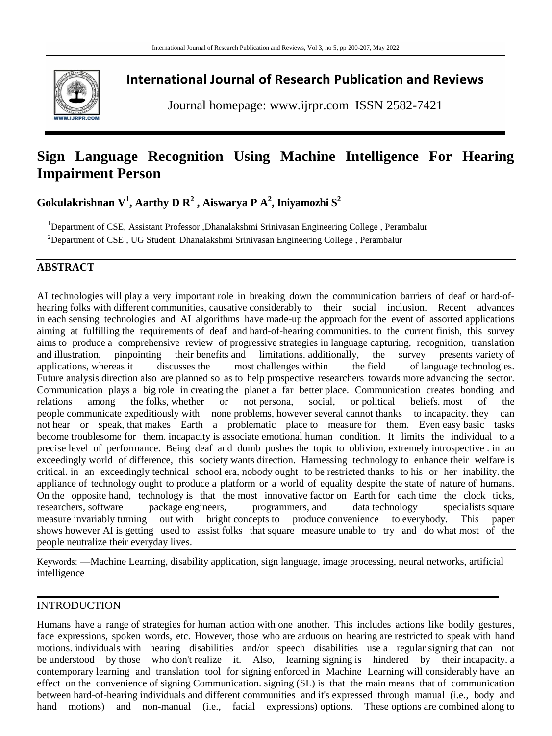# International Journal of Research Publication and Reviews

Journal homepage: www.ijrpr.com ISSN 2582-7421

# Sign Language Recognition Using Machine Intelligence For Hearing Impairment Person

**Gokulakrishnan V[1], Aarthy D R[2] , Aiswarya P A[2], Iniyamozhi S[2]**

[1]Department of CSE, Assistant Professor ,Dhanalakshmi Srinivasan Engineering College , Perambalur

[2]Department of CSE , UG Student, Dhanalakshmi Srinivasan Engineering College , Perambalur

## ABSTRACT

AI technologies will play a very important role in breaking down the communication barriers of deaf or hard-of-hearing folks with different communities, causative considerably to their social inclusion. Recent advances in each sensing technologies and AI algorithms have made-up the approach for the event of assorted applications aiming at fulfilling the requirements of deaf and hard-of-hearing communities. to the current finish, this survey aims to produce a comprehensive review of progressive strategies in language capturing, recognition, translation and illustration, pinpointing their benefits and limitations. additionally, the survey presents variety of applications, whereas it discusses the most challenges within the field of language technologies. Future analysis direction also are planned so as to help prospective researchers towards more advancing the sector. Communication plays a big role in creating the planet a far better place. Communication creates bonding and relations among the folks, whether or not persona, social, or political beliefs. most of the people communicate expeditiously with none problems, however several cannot thanks to incapacity. they can not hear or speak, that makes Earth a problematic place to measure for them. Even easy basic tasks become troublesome for them. incapacity is associate emotional human condition. It limits the individual to a precise level of performance. Being deaf and dumb pushes the topic to oblivion, extremely introspective . in an exceedingly world of difference, this society wants direction. Harnessing technology to enhance their welfare is critical. in an exceedingly technical school era, nobody ought to be restricted thanks to his or her inability. the appliance of technology ought to produce a platform or a world of equality despite the state of nature of humans. On the opposite hand, technology is that the most innovative factor on Earth for each time the clock ticks, researchers, software package engineers, programmers, and data technology specialists square measure invariably turning out with bright concepts to produce convenience to everybody. This paper shows however AI is getting used to assist folks that square measure unable to try and do what most of the people neutralize their everyday lives.

Keywords: —Machine Learning, disability application, sign language, image processing, neural networks, artificial intelligence

## INTRODUCTION

Humans have a range of strategies for human action with one another. This includes actions like bodily gestures, face expressions, spoken words, etc. However, those who are arduous on hearing are restricted to speak with hand motions. individuals with hearing disabilities and/or speech disabilities use a regular signing that can not be understood by those who don't realize it. Also, learning signing is hindered by their incapacity. a contemporary learning and translation tool for signing enforced in Machine Learning will considerably have an effect on the convenience of signing Communication. signing (SL) is that the main means that of communication between hard-of-hearing individuals and different communities and it's expressed through manual (i.e., body and hand motions) and non-manual (i.e., facial expressions) options. These options are combined along to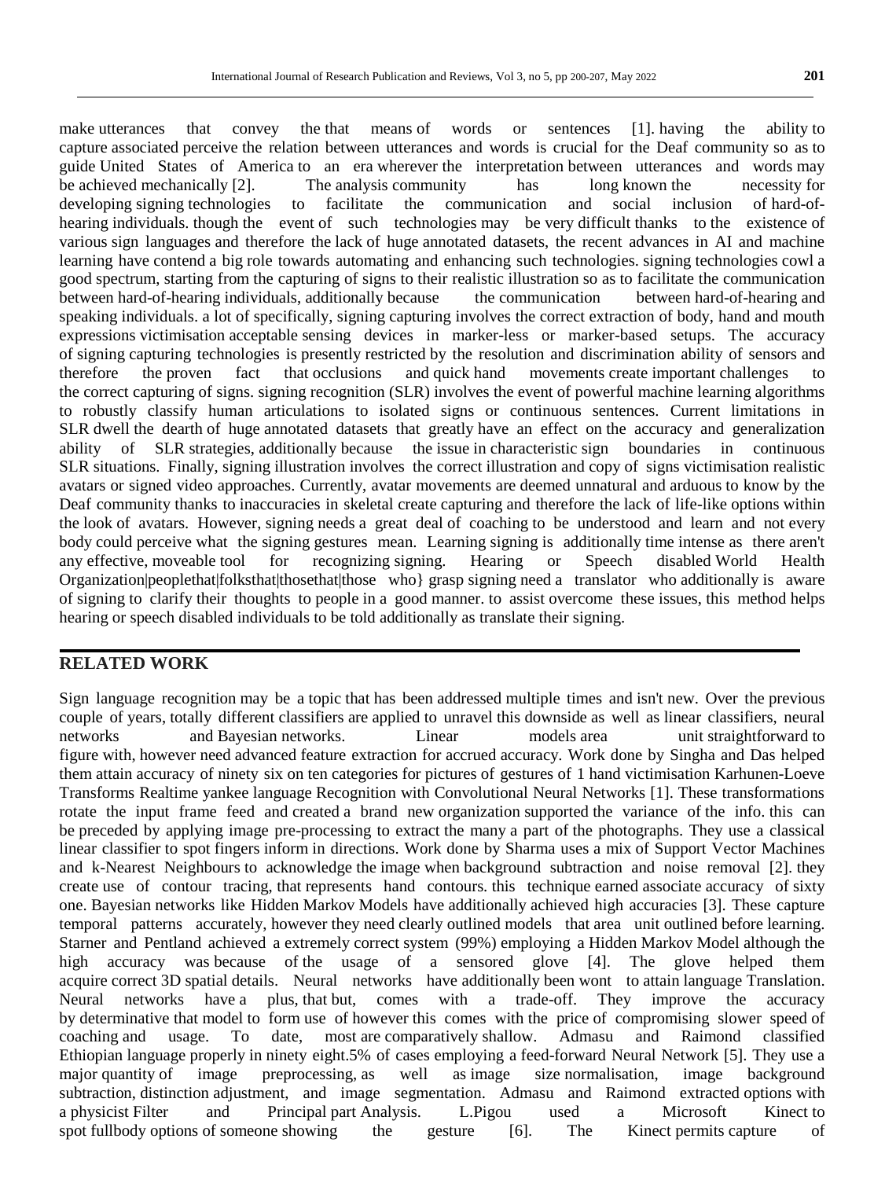make utterances that convey the that means of words or sentences [1]. having the ability to capture associated perceive the relation between utterances and words is crucial for the Deaf community so as to guide United States of America to an era wherever the interpretation between utterances and words may be achieved mechanically [2]. The analysis community has long known the necessity for developing signing technologies to facilitate the communication and social inclusion of hard-of-hearing individuals. though the event of such technologies may be very difficult thanks to the existence of various sign languages and therefore the lack of huge annotated datasets, the recent advances in AI and machine learning have contend a big role towards automating and enhancing such technologies. signing technologies cowl a good spectrum, starting from the capturing of signs to their realistic illustration so as to facilitate the communication between hard-of-hearing individuals, additionally because the communication between hard-of-hearing and speaking individuals. a lot of specifically, signing capturing involves the correct extraction of body, hand and mouth expressions victimisation acceptable sensing devices in marker-less or marker-based setups. The accuracy of signing capturing technologies is presently restricted by the resolution and discrimination ability of sensors and therefore the proven fact that occlusions and quick hand movements create important challenges to the correct capturing of signs. signing recognition (SLR) involves the event of powerful machine learning algorithms to robustly classify human articulations to isolated signs or continuous sentences. Current limitations in SLR dwell the dearth of huge annotated datasets that greatly have an effect on the accuracy and generalization ability of SLR strategies, additionally because the issue in characteristic sign boundaries in continuous SLR situations. Finally, signing illustration involves the correct illustration and copy of signs victimisation realistic avatars or signed video approaches. Currently, avatar movements are deemed unnatural and arduous to know by the Deaf community thanks to inaccuracies in skeletal create capturing and therefore the lack of life-like options within the look of avatars. However, signing needs a great deal of coaching to be understood and learn and not every body could perceive what the signing gestures mean. Learning signing is additionally time intense as there aren't any effective, moveable tool for recognizing signing. Hearing or Speech disabled World Health Organization|peoplethat|folksthat|thosethat|those who} grasp signing need a translator who additionally is aware of signing to clarify their thoughts to people in a good manner. to assist overcome these issues, this method helps hearing or speech disabled individuals to be told additionally as translate their signing.

## RELATED WORK

Sign language recognition may be a topic that has been addressed multiple times and isn't new. Over the previous couple of years, totally different classifiers are applied to unravel this downside as well as linear classifiers, neural networks and Bayesian networks. Linear models area unit straightforward to figure with, however need advanced feature extraction for accrued accuracy. Work done by Singha and Das helped them attain accuracy of ninety six on ten categories for pictures of gestures of 1 hand victimisation Karhunen-Loeve Transforms Realtime yankee language Recognition with Convolutional Neural Networks [1]. These transformations rotate the input frame feed and created a brand new organization supported the variance of the info. this can be preceded by applying image pre-processing to extract the many a part of the photographs. They use a classical linear classifier to spot fingers inform in directions. Work done by Sharma uses a mix of Support Vector Machines and k-Nearest Neighbours to acknowledge the image when background subtraction and noise removal [2]. they create use of contour tracing, that represents hand contours. this technique earned associate accuracy of sixty one. Bayesian networks like Hidden Markov Models have additionally achieved high accuracies [3]. These capture temporal patterns accurately, however they need clearly outlined models that area unit outlined before learning. Starner and Pentland achieved a extremely correct system (99%) employing a Hidden Markov Model although the high accuracy was because of the usage of a sensored glove [4]. The glove helped them acquire correct 3D spatial details. Neural networks have additionally been wont to attain language Translation. Neural networks have a plus, that but, comes with a trade-off. They improve the accuracy by determinative that model to form use of however this comes with the price of compromising slower speed of coaching and usage. To date, most are comparatively shallow. Admasu and Raimond classified Ethiopian language properly in ninety eight.5% of cases employing a feed-forward Neural Network [5]. They use a major quantity of image preprocessing, as well as image size normalisation, image background subtraction, distinction adjustment, and image segmentation. Admasu and Raimond extracted options with a physicist Filter and Principal part Analysis. L.Pigou used a Microsoft Kinect to spot fullbody options of someone showing the gesture [6]. The Kinect permits capture of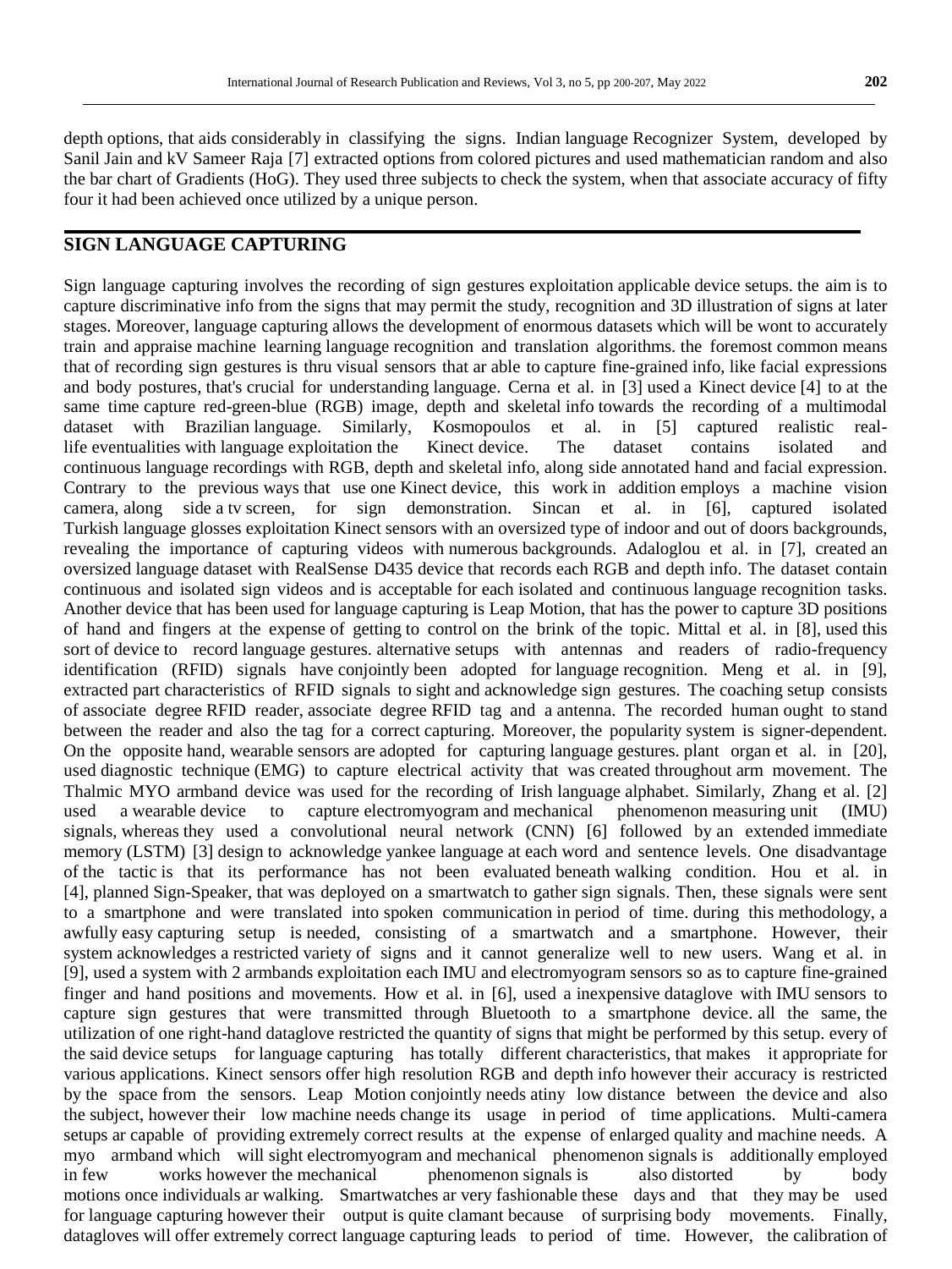depth options, that aids considerably in classifying the signs. Indian language Recognizer System, developed by Sanil Jain and kV Sameer Raja [7] extracted options from colored pictures and used mathematician random and also the bar chart of Gradients (HoG). They used three subjects to check the system, when that associate accuracy of fifty four it had been achieved once utilized by a unique person.

## SIGN LANGUAGE CAPTURING

Sign language capturing involves the recording of sign gestures exploitation applicable device setups. the aim is to capture discriminative info from the signs that may permit the study, recognition and 3D illustration of signs at later stages. Moreover, language capturing allows the development of enormous datasets which will be wont to accurately train and appraise machine learning language recognition and translation algorithms. the foremost common means that of recording sign gestures is thru visual sensors that ar able to capture fine-grained info, like facial expressions and body postures, that's crucial for understanding language. Cerna et al. in [3] used a Kinect device [4] to at the same time capture red-green-blue (RGB) image, depth and skeletal info towards the recording of a multimodal dataset with Brazilian language. Similarly, Kosmopoulos et al. in [5] captured realistic real-life eventualities with language exploitation the Kinect device. The dataset contains isolated and continuous language recordings with RGB, depth and skeletal info, along side annotated hand and facial expression. Contrary to the previous ways that use one Kinect device, this work in addition employs a machine vision camera, along side a tv screen, for sign demonstration. Sincan et al. in [6], captured isolated Turkish language glosses exploitation Kinect sensors with an oversized type of indoor and out of doors backgrounds, revealing the importance of capturing videos with numerous backgrounds. Adaloglou et al. in [7], created an oversized language dataset with RealSense D435 device that records each RGB and depth info. The dataset contain continuous and isolated sign videos and is acceptable for each isolated and continuous language recognition tasks. Another device that has been used for language capturing is Leap Motion, that has the power to capture 3D positions of hand and fingers at the expense of getting to control on the brink of the topic. Mittal et al. in [8], used this sort of device to record language gestures. alternative setups with antennas and readers of radio-frequency identification (RFID) signals have conjointly been adopted for language recognition. Meng et al. in [9], extracted part characteristics of RFID signals to sight and acknowledge sign gestures. The coaching setup consists of associate degree RFID reader, associate degree RFID tag and a antenna. The recorded human ought to stand between the reader and also the tag for a correct capturing. Moreover, the popularity system is signer-dependent. On the opposite hand, wearable sensors are adopted for capturing language gestures. plant organ et al. in [20], used diagnostic technique (EMG) to capture electrical activity that was created throughout arm movement. The Thalmic MYO armband device was used for the recording of Irish language alphabet. Similarly, Zhang et al. [2] used a wearable device to capture electromyogram and mechanical phenomenon measuring unit (IMU) signals, whereas they used a convolutional neural network (CNN) [6] followed by an extended immediate memory (LSTM) [3] design to acknowledge yankee language at each word and sentence levels. One disadvantage of the tactic is that its performance has not been evaluated beneath walking condition. Hou et al. in [4], planned Sign-Speaker, that was deployed on a smartwatch to gather sign signals. Then, these signals were sent to a smartphone and were translated into spoken communication in period of time. during this methodology, a awfully easy capturing setup is needed, consisting of a smartwatch and a smartphone. However, their system acknowledges a restricted variety of signs and it cannot generalize well to new users. Wang et al. in [9], used a system with 2 armbands exploitation each IMU and electromyogram sensors so as to capture fine-grained finger and hand positions and movements. How et al. in [6], used a inexpensive dataglove with IMU sensors to capture sign gestures that were transmitted through Bluetooth to a smartphone device. all the same, the utilization of one right-hand dataglove restricted the quantity of signs that might be performed by this setup. every of the said device setups for language capturing has totally different characteristics, that makes it appropriate for various applications. Kinect sensors offer high resolution RGB and depth info however their accuracy is restricted by the space from the sensors. Leap Motion conjointly needs atiny low distance between the device and also the subject, however their low machine needs change its usage in period of time applications. Multi-camera setups ar capable of providing extremely correct results at the expense of enlarged quality and machine needs. A myo armband which will sight electromyogram and mechanical phenomenon signals is additionally employed in few works however the mechanical phenomenon signals is also distorted by body motions once individuals ar walking. Smartwatches ar very fashionable these days and that they may be used for language capturing however their output is quite clamant because of surprising body movements. Finally, datagloves will offer extremely correct language capturing leads to period of time. However, the calibration of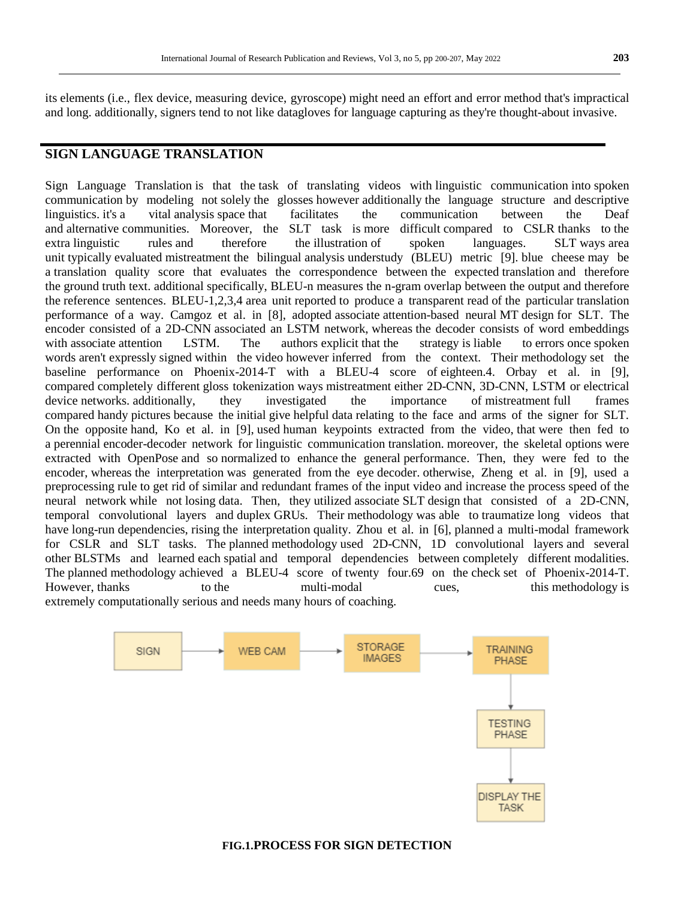its elements (i.e., flex device, measuring device, gyroscope) might need an effort and error method that's impractical and long. additionally, signers tend to not like datagloves for language capturing as they're thought-about invasive.

## SIGN LANGUAGE TRANSLATION

Sign Language Translation is that the task of translating videos with linguistic communication into spoken communication by modeling not solely the glosses however additionally the language structure and descriptive linguistics. it's a vital analysis space that facilitates the communication between the Deaf and alternative communities. Moreover, the SLT task is more difficult compared to CSLR thanks to the extra linguistic rules and therefore the illustration of spoken languages. SLT ways area unit typically evaluated mistreatment the bilingual analysis understudy (BLEU) metric [9]. blue cheese may be a translation quality score that evaluates the correspondence between the expected translation and therefore the ground truth text. additional specifically, BLEU-n measures the n-gram overlap between the output and therefore the reference sentences. BLEU-1,2,3,4 area unit reported to produce a transparent read of the particular translation performance of a way. Camgoz et al. in [8], adopted associate attention-based neural MT design for SLT. The encoder consisted of a 2D-CNN associated an LSTM network, whereas the decoder consists of word embeddings with associate attention LSTM. The authors explicit that the strategy is liable to errors once spoken words aren't expressly signed within the video however inferred from the context. Their methodology set the baseline performance on Phoenix-2014-T with a BLEU-4 score of eighteen.4. Orbay et al. in [9], compared completely different gloss tokenization ways mistreatment either 2D-CNN, 3D-CNN, LSTM or electrical device networks. additionally, they investigated the importance of mistreatment full frames compared handy pictures because the initial give helpful data relating to the face and arms of the signer for SLT. On the opposite hand, Ko et al. in [9], used human keypoints extracted from the video, that were then fed to a perennial encoder-decoder network for linguistic communication translation. moreover, the skeletal options were extracted with OpenPose and so normalized to enhance the general performance. Then, they were fed to the encoder, whereas the interpretation was generated from the eye decoder. otherwise, Zheng et al. in [9], used a preprocessing rule to get rid of similar and redundant frames of the input video and increase the process speed of the neural network while not losing data. Then, they utilized associate SLT design that consisted of a 2D-CNN, temporal convolutional layers and duplex GRUs. Their methodology was able to traumatize long videos that have long-run dependencies, rising the interpretation quality. Zhou et al. in [6], planned a multi-modal framework for CSLR and SLT tasks. The planned methodology used 2D-CNN, 1D convolutional layers and several other BLSTMs and learned each spatial and temporal dependencies between completely different modalities. The planned methodology achieved a BLEU-4 score of twenty four.69 on the check set of Phoenix-2014-T. However, thanks to the multi-modal cues, this methodology is extremely computationally serious and needs many hours of coaching.

SIGN → WEB CAM → STORAGE IMAGES → TRAINING PHASE → TESTING PHASE → DISPLAY THE TASK

**FIG.1.PROCESS FOR SIGN DETECTION**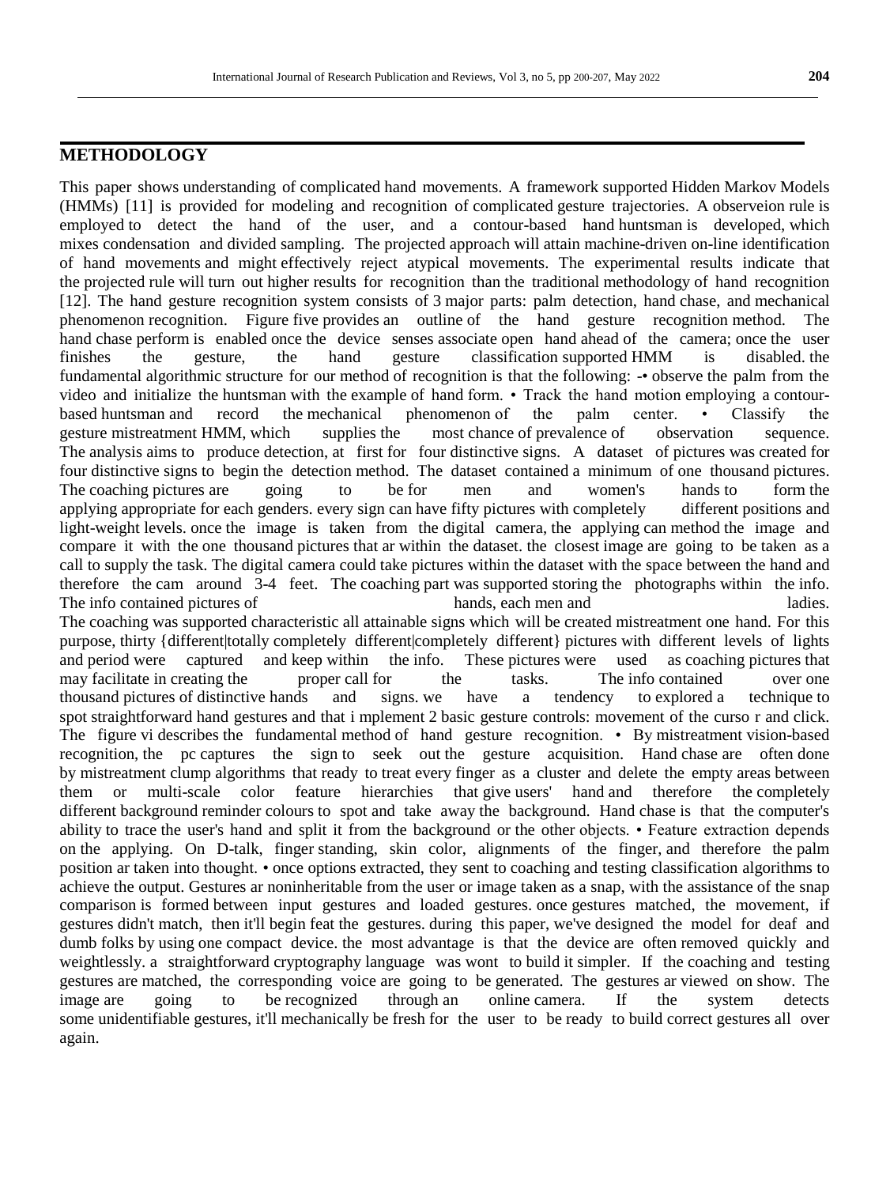## METHODOLOGY

This paper shows understanding of complicated hand movements. A framework supported Hidden Markov Models (HMMs) [11] is provided for modeling and recognition of complicated gesture trajectories. A observeion rule is employed to detect the hand of the user, and a contour-based hand huntsman is developed, which mixes condensation and divided sampling. The projected approach will attain machine-driven on-line identification of hand movements and might effectively reject atypical movements. The experimental results indicate that the projected rule will turn out higher results for recognition than the traditional methodology of hand recognition [12]. The hand gesture recognition system consists of 3 major parts: palm detection, hand chase, and mechanical phenomenon recognition. Figure five provides an outline of the hand gesture recognition method. The hand chase perform is enabled once the device senses associate open hand ahead of the camera; once the user finishes the gesture, the hand gesture classification supported HMM is disabled. the fundamental algorithmic structure for our method of recognition is that the following: -• observe the palm from the video and initialize the huntsman with the example of hand form. • Track the hand motion employing a contour-based huntsman and record the mechanical phenomenon of the palm center. • Classify the gesture mistreatment HMM, which supplies the most chance of prevalence of observation sequence. The analysis aims to produce detection, at first for four distinctive signs. A dataset of pictures was created for four distinctive signs to begin the detection method. The dataset contained a minimum of one thousand pictures. The coaching pictures are going to be for men and women's hands to form the applying appropriate for each genders. every sign can have fifty pictures with completely different positions and light-weight levels. once the image is taken from the digital camera, the applying can method the image and compare it with the one thousand pictures that ar within the dataset. the closest image are going to be taken as a call to supply the task. The digital camera could take pictures within the dataset with the space between the hand and therefore the cam around 3-4 feet. The coaching part was supported storing the photographs within the info. The info contained pictures of hands, each men and ladies. The coaching was supported characteristic all attainable signs which will be created mistreatment one hand. For this purpose, thirty {different|totally completely different|completely different} pictures with different levels of lights and period were captured and keep within the info. These pictures were used as coaching pictures that may facilitate in creating the proper call for the tasks. The info contained over one thousand pictures of distinctive hands and signs. we have a tendency to explored a technique to spot straightforward hand gestures and that i mplement 2 basic gesture controls: movement of the curso r and click. The figure vi describes the fundamental method of hand gesture recognition. • By mistreatment vision-based recognition, the pc captures the sign to seek out the gesture acquisition. Hand chase are often done by mistreatment clump algorithms that ready to treat every finger as a cluster and delete the empty areas between them or multi-scale color feature hierarchies that give users' hand and therefore the completely different background reminder colours to spot and take away the background. Hand chase is that the computer's ability to trace the user's hand and split it from the background or the other objects. • Feature extraction depends on the applying. On D-talk, finger standing, skin color, alignments of the finger, and therefore the palm position ar taken into thought. • once options extracted, they sent to coaching and testing classification algorithms to achieve the output. Gestures ar noninheritable from the user or image taken as a snap, with the assistance of the snap comparison is formed between input gestures and loaded gestures. once gestures matched, the movement, if gestures didn't match, then it'll begin feat the gestures. during this paper, we've designed the model for deaf and dumb folks by using one compact device. the most advantage is that the device are often removed quickly and weightlessly. a straightforward cryptography language was wont to build it simpler. If the coaching and testing gestures are matched, the corresponding voice are going to be generated. The gestures ar viewed on show. The image are going to be recognized through an online camera. If the system detects some unidentifiable gestures, it'll mechanically be fresh for the user to be ready to build correct gestures all over again.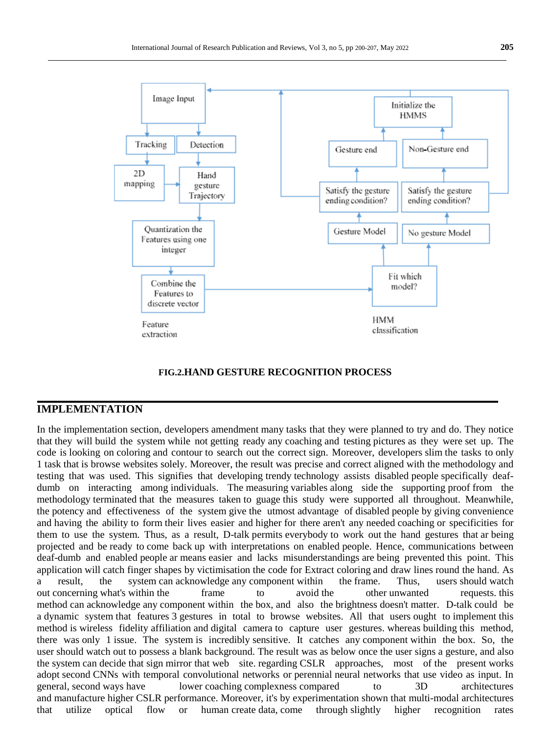Image Input

Tracking

Detection

2D mapping

Hand gesture Trajectory

Quantization the Features using one integer

Combine the Features to discrete vector

Feature extraction

Initialize the HMMS

Gesture end

Non-Gesture end

Satisfy the gesture ending condition?

Satisfy the gesture ending condition?

Gesture Model

No gesture Model

Fit which model?

HMM classification

**FIG.2.HAND GESTURE RECOGNITION PROCESS**

## IMPLEMENTATION

In the implementation section, developers amendment many tasks that they were planned to try and do. They notice that they will build the system while not getting ready any coaching and testing pictures as they were set up. The code is looking on coloring and contour to search out the correct sign. Moreover, developers slim the tasks to only 1 task that is browse websites solely. Moreover, the result was precise and correct aligned with the methodology and testing that was used. This signifies that developing trendy technology assists disabled people specifically deaf-dumb on interacting among individuals. The measuring variables along side the supporting proof from the methodology terminated that the measures taken to guage this study were supported all throughout. Meanwhile, the potency and effectiveness of the system give the utmost advantage of disabled people by giving convenience and having the ability to form their lives easier and higher for there aren't any needed coaching or specificities for them to use the system. Thus, as a result, D-talk permits everybody to work out the hand gestures that ar being projected and be ready to come back up with interpretations on enabled people. Hence, communications between deaf-dumb and enabled people ar means easier and lacks misunderstandings are being prevented this point. This application will catch finger shapes by victimisation the code for Extract coloring and draw lines round the hand. As a result, the system can acknowledge any component within the frame. Thus, users should watch out concerning what's within the frame to avoid the other unwanted requests. this method can acknowledge any component within the box, and also the brightness doesn't matter. D-talk could be a dynamic system that features 3 gestures in total to browse websites. All that users ought to implement this method is wireless fidelity affiliation and digital camera to capture user gestures. whereas building this method, there was only 1 issue. The system is incredibly sensitive. It catches any component within the box. So, the user should watch out to possess a blank background. The result was as below once the user signs a gesture, and also the system can decide that sign mirror that web site. regarding CSLR approaches, most of the present works adopt second CNNs with temporal convolutional networks or perennial neural networks that use video as input. In general, second ways have lower coaching complexness compared to 3D architectures and manufacture higher CSLR performance. Moreover, it's by experimentation shown that multi-modal architectures that utilize optical flow or human create data, come through slightly higher recognition rates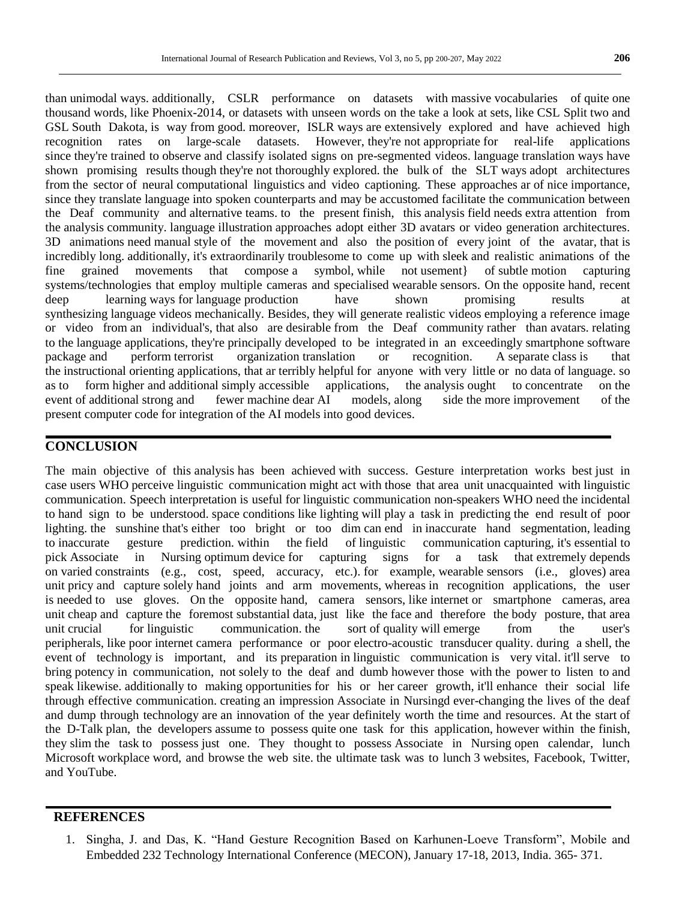than unimodal ways. additionally, CSLR performance on datasets with massive vocabularies of quite one thousand words, like Phoenix-2014, or datasets with unseen words on the take a look at sets, like CSL Split two and GSL South Dakota, is way from good. moreover, ISLR ways are extensively explored and have achieved high recognition rates on large-scale datasets. However, they're not appropriate for real-life applications since they're trained to observe and classify isolated signs on pre-segmented videos. language translation ways have shown promising results though they're not thoroughly explored. the bulk of the SLT ways adopt architectures from the sector of neural computational linguistics and video captioning. These approaches ar of nice importance, since they translate language into spoken counterparts and may be accustomed facilitate the communication between the Deaf community and alternative teams. to the present finish, this analysis field needs extra attention from the analysis community. language illustration approaches adopt either 3D avatars or video generation architectures. 3D animations need manual style of the movement and also the position of every joint of the avatar, that is incredibly long. additionally, it's extraordinarily troublesome to come up with sleek and realistic animations of the fine grained movements that compose a symbol, while not usement} of subtle motion capturing systems/technologies that employ multiple cameras and specialised wearable sensors. On the opposite hand, recent deep learning ways for language production have shown promising results at synthesizing language videos mechanically. Besides, they will generate realistic videos employing a reference image or video from an individual's, that also are desirable from the Deaf community rather than avatars. relating to the language applications, they're principally developed to be integrated in an exceedingly smartphone software package and perform terrorist organization translation or recognition. A separate class is that the instructional orienting applications, that ar terribly helpful for anyone with very little or no data of language. so as to form higher and additional simply accessible applications, the analysis ought to concentrate on the event of additional strong and fewer machine dear AI models, along side the more improvement of the present computer code for integration of the AI models into good devices.

## CONCLUSION

The main objective of this analysis has been achieved with success. Gesture interpretation works best just in case users WHO perceive linguistic communication might act with those that area unit unacquainted with linguistic communication. Speech interpretation is useful for linguistic communication non-speakers WHO need the incidental to hand sign to be understood. space conditions like lighting will play a task in predicting the end result of poor lighting. the sunshine that's either too bright or too dim can end in inaccurate hand segmentation, leading to inaccurate gesture prediction. within the field of linguistic communication capturing, it's essential to pick Associate in Nursing optimum device for capturing signs for a task that extremely depends on varied constraints (e.g., cost, speed, accuracy, etc.). for example, wearable sensors (i.e., gloves) area unit pricy and capture solely hand joints and arm movements, whereas in recognition applications, the user is needed to use gloves. On the opposite hand, camera sensors, like internet or smartphone cameras, area unit cheap and capture the foremost substantial data, just like the face and therefore the body posture, that area unit crucial for linguistic communication. the sort of quality will emerge from the user's peripherals, like poor internet camera performance or poor electro-acoustic transducer quality. during a shell, the event of technology is important, and its preparation in linguistic communication is very vital. it'll serve to bring potency in communication, not solely to the deaf and dumb however those with the power to listen to and speak likewise. additionally to making opportunities for his or her career growth, it'll enhance their social life through effective communication. creating an impression Associate in Nursingd ever-changing the lives of the deaf and dump through technology are an innovation of the year definitely worth the time and resources. At the start of the D-Talk plan, the developers assume to possess quite one task for this application, however within the finish, they slim the task to possess just one. They thought to possess Associate in Nursing open calendar, lunch Microsoft workplace word, and browse the web site. the ultimate task was to lunch 3 websites, Facebook, Twitter, and YouTube.

## REFERENCES

1. Singha, J. and Das, K. "Hand Gesture Recognition Based on Karhunen-Loeve Transform", Mobile and Embedded 232 Technology International Conference (MECON), January 17-18, 2013, India. 365- 371.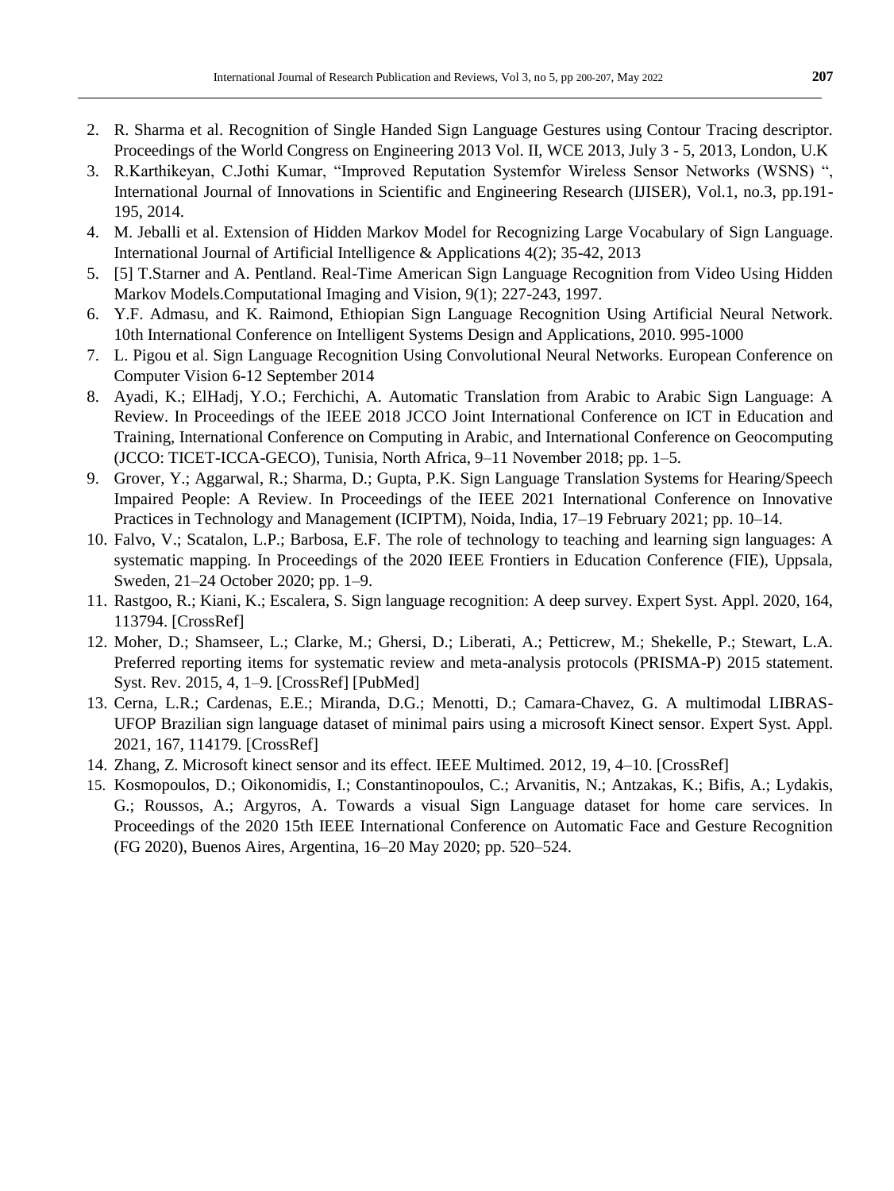2. R. Sharma et al. Recognition of Single Handed Sign Language Gestures using Contour Tracing descriptor. Proceedings of the World Congress on Engineering 2013 Vol. II, WCE 2013, July 3 - 5, 2013, London, U.K
3. R.Karthikeyan, C.Jothi Kumar, "Improved Reputation Systemfor Wireless Sensor Networks (WSNS) ", International Journal of Innovations in Scientific and Engineering Research (IJISER), Vol.1, no.3, pp.191-195, 2014.
4. M. Jeballi et al. Extension of Hidden Markov Model for Recognizing Large Vocabulary of Sign Language. International Journal of Artificial Intelligence & Applications 4(2); 35-42, 2013
5. [5] T.Starner and A. Pentland. Real-Time American Sign Language Recognition from Video Using Hidden Markov Models.Computational Imaging and Vision, 9(1); 227-243, 1997.
6. Y.F. Admasu, and K. Raimond, Ethiopian Sign Language Recognition Using Artificial Neural Network. 10th International Conference on Intelligent Systems Design and Applications, 2010. 995-1000
7. L. Pigou et al. Sign Language Recognition Using Convolutional Neural Networks. European Conference on Computer Vision 6-12 September 2014
8. Ayadi, K.; ElHadj, Y.O.; Ferchichi, A. Automatic Translation from Arabic to Arabic Sign Language: A Review. In Proceedings of the IEEE 2018 JCCO Joint International Conference on ICT in Education and Training, International Conference on Computing in Arabic, and International Conference on Geocomputing (JCCO: TICET-ICCA-GECO), Tunisia, North Africa, 9–11 November 2018; pp. 1–5.
9. Grover, Y.; Aggarwal, R.; Sharma, D.; Gupta, P.K. Sign Language Translation Systems for Hearing/Speech Impaired People: A Review. In Proceedings of the IEEE 2021 International Conference on Innovative Practices in Technology and Management (ICIPTM), Noida, India, 17–19 February 2021; pp. 10–14.
10. Falvo, V.; Scatalon, L.P.; Barbosa, E.F. The role of technology to teaching and learning sign languages: A systematic mapping. In Proceedings of the 2020 IEEE Frontiers in Education Conference (FIE), Uppsala, Sweden, 21–24 October 2020; pp. 1–9.
11. Rastgoo, R.; Kiani, K.; Escalera, S. Sign language recognition: A deep survey. Expert Syst. Appl. 2020, 164, 113794. [CrossRef]
12. Moher, D.; Shamseer, L.; Clarke, M.; Ghersi, D.; Liberati, A.; Petticrew, M.; Shekelle, P.; Stewart, L.A. Preferred reporting items for systematic review and meta-analysis protocols (PRISMA-P) 2015 statement. Syst. Rev. 2015, 4, 1–9. [CrossRef] [PubMed]
13. Cerna, L.R.; Cardenas, E.E.; Miranda, D.G.; Menotti, D.; Camara-Chavez, G. A multimodal LIBRAS-UFOP Brazilian sign language dataset of minimal pairs using a microsoft Kinect sensor. Expert Syst. Appl. 2021, 167, 114179. [CrossRef]
14. Zhang, Z. Microsoft kinect sensor and its effect. IEEE Multimed. 2012, 19, 4–10. [CrossRef]
15. Kosmopoulos, D.; Oikonomidis, I.; Constantinopoulos, C.; Arvanitis, N.; Antzakas, K.; Bifis, A.; Lydakis, G.; Roussos, A.; Argyros, A. Towards a visual Sign Language dataset for home care services. In Proceedings of the 2020 15th IEEE International Conference on Automatic Face and Gesture Recognition (FG 2020), Buenos Aires, Argentina, 16–20 May 2020; pp. 520–524.